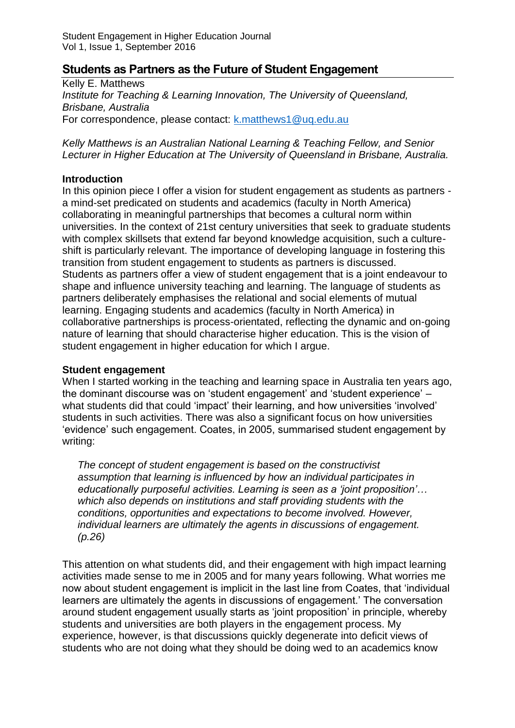# Students as Partners as the Future of Student Engagement

Kelly E. Matthews

*Institute for Teaching & Learning Innovation, The University of Queensland, Brisbane, Australia*

For correspondence, please contact: k.matthews1@uq.edu.au

*Kelly Matthews is an Australian National Learning & Teaching Fellow, and Senior Lecturer in Higher Education at The University of Queensland in Brisbane, Australia.*

## Introduction

In this opinion piece I offer a vision for student engagement as students as partners - a mind-set predicated on students and academics (faculty in North America) collaborating in meaningful partnerships that becomes a cultural norm within universities. In the context of 21st century universities that seek to graduate students with complex skillsets that extend far beyond knowledge acquisition, such a culture-shift is particularly relevant. The importance of developing language in fostering this transition from student engagement to students as partners is discussed. Students as partners offer a view of student engagement that is a joint endeavour to shape and influence university teaching and learning. The language of students as partners deliberately emphasises the relational and social elements of mutual learning. Engaging students and academics (faculty in North America) in collaborative partnerships is process-orientated, reflecting the dynamic and on-going nature of learning that should characterise higher education. This is the vision of student engagement in higher education for which I argue.

## Student engagement

When I started working in the teaching and learning space in Australia ten years ago, the dominant discourse was on 'student engagement' and 'student experience' – what students did that could 'impact' their learning, and how universities 'involved' students in such activities. There was also a significant focus on how universities 'evidence' such engagement. Coates, in 2005, summarised student engagement by writing:

> *The concept of student engagement is based on the constructivist assumption that learning is influenced by how an individual participates in educationally purposeful activities. Learning is seen as a 'joint proposition'… which also depends on institutions and staff providing students with the conditions, opportunities and expectations to become involved. However, individual learners are ultimately the agents in discussions of engagement. (p.26)*

This attention on what students did, and their engagement with high impact learning activities made sense to me in 2005 and for many years following. What worries me now about student engagement is implicit in the last line from Coates, that 'individual learners are ultimately the agents in discussions of engagement.' The conversation around student engagement usually starts as 'joint proposition' in principle, whereby students and universities are both players in the engagement process. My experience, however, is that discussions quickly degenerate into deficit views of students who are not doing what they should be doing wed to an academics know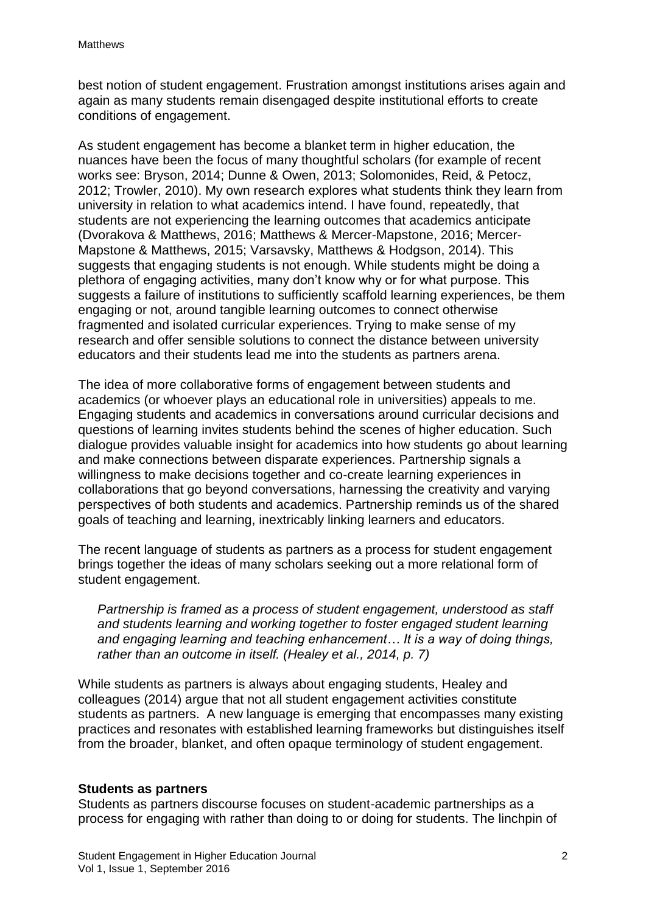best notion of student engagement. Frustration amongst institutions arises again and again as many students remain disengaged despite institutional efforts to create conditions of engagement.

As student engagement has become a blanket term in higher education, the nuances have been the focus of many thoughtful scholars (for example of recent works see: Bryson, 2014; Dunne & Owen, 2013; Solomonides, Reid, & Petocz, 2012; Trowler, 2010). My own research explores what students think they learn from university in relation to what academics intend. I have found, repeatedly, that students are not experiencing the learning outcomes that academics anticipate (Dvorakova & Matthews, 2016; Matthews & Mercer-Mapstone, 2016; Mercer-Mapstone & Matthews, 2015; Varsavsky, Matthews & Hodgson, 2014). This suggests that engaging students is not enough. While students might be doing a plethora of engaging activities, many don't know why or for what purpose. This suggests a failure of institutions to sufficiently scaffold learning experiences, be them engaging or not, around tangible learning outcomes to connect otherwise fragmented and isolated curricular experiences. Trying to make sense of my research and offer sensible solutions to connect the distance between university educators and their students lead me into the students as partners arena.

The idea of more collaborative forms of engagement between students and academics (or whoever plays an educational role in universities) appeals to me. Engaging students and academics in conversations around curricular decisions and questions of learning invites students behind the scenes of higher education. Such dialogue provides valuable insight for academics into how students go about learning and make connections between disparate experiences. Partnership signals a willingness to make decisions together and co-create learning experiences in collaborations that go beyond conversations, harnessing the creativity and varying perspectives of both students and academics. Partnership reminds us of the shared goals of teaching and learning, inextricably linking learners and educators.

The recent language of students as partners as a process for student engagement brings together the ideas of many scholars seeking out a more relational form of student engagement.

> *Partnership is framed as a process of student engagement, understood as staff and students learning and working together to foster engaged student learning and engaging learning and teaching enhancement… It is a way of doing things, rather than an outcome in itself. (Healey et al., 2014, p. 7)*

While students as partners is always about engaging students, Healey and colleagues (2014) argue that not all student engagement activities constitute students as partners. A new language is emerging that encompasses many existing practices and resonates with established learning frameworks but distinguishes itself from the broader, blanket, and often opaque terminology of student engagement.

## Students as partners

Students as partners discourse focuses on student-academic partnerships as a process for engaging with rather than doing to or doing for students. The linchpin of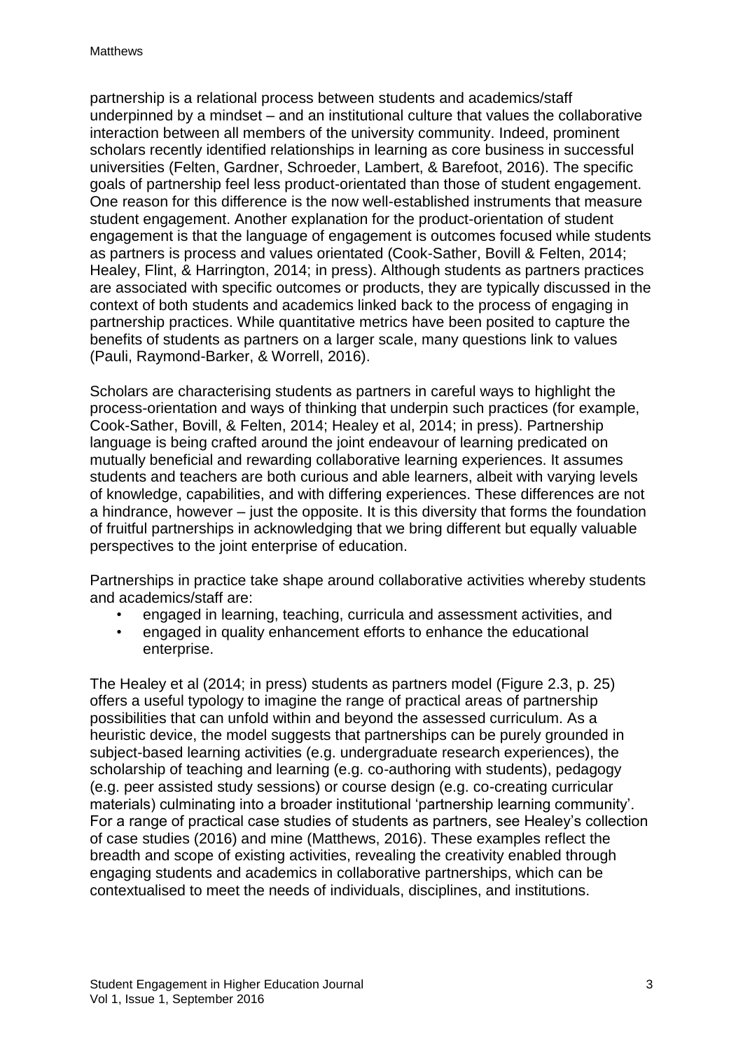partnership is a relational process between students and academics/staff underpinned by a mindset – and an institutional culture that values the collaborative interaction between all members of the university community. Indeed, prominent scholars recently identified relationships in learning as core business in successful universities (Felten, Gardner, Schroeder, Lambert, & Barefoot, 2016). The specific goals of partnership feel less product-orientated than those of student engagement. One reason for this difference is the now well-established instruments that measure student engagement. Another explanation for the product-orientation of student engagement is that the language of engagement is outcomes focused while students as partners is process and values orientated (Cook-Sather, Bovill & Felten, 2014; Healey, Flint, & Harrington, 2014; in press). Although students as partners practices are associated with specific outcomes or products, they are typically discussed in the context of both students and academics linked back to the process of engaging in partnership practices. While quantitative metrics have been posited to capture the benefits of students as partners on a larger scale, many questions link to values (Pauli, Raymond-Barker, & Worrell, 2016).

Scholars are characterising students as partners in careful ways to highlight the process-orientation and ways of thinking that underpin such practices (for example, Cook-Sather, Bovill, & Felten, 2014; Healey et al, 2014; in press). Partnership language is being crafted around the joint endeavour of learning predicated on mutually beneficial and rewarding collaborative learning experiences. It assumes students and teachers are both curious and able learners, albeit with varying levels of knowledge, capabilities, and with differing experiences. These differences are not a hindrance, however – just the opposite. It is this diversity that forms the foundation of fruitful partnerships in acknowledging that we bring different but equally valuable perspectives to the joint enterprise of education.

Partnerships in practice take shape around collaborative activities whereby students and academics/staff are:

- engaged in learning, teaching, curricula and assessment activities, and
- engaged in quality enhancement efforts to enhance the educational enterprise.

The Healey et al (2014; in press) students as partners model (Figure 2.3, p. 25) offers a useful typology to imagine the range of practical areas of partnership possibilities that can unfold within and beyond the assessed curriculum. As a heuristic device, the model suggests that partnerships can be purely grounded in subject-based learning activities (e.g. undergraduate research experiences), the scholarship of teaching and learning (e.g. co-authoring with students), pedagogy (e.g. peer assisted study sessions) or course design (e.g. co-creating curricular materials) culminating into a broader institutional 'partnership learning community'. For a range of practical case studies of students as partners, see Healey's collection of case studies (2016) and mine (Matthews, 2016). These examples reflect the breadth and scope of existing activities, revealing the creativity enabled through engaging students and academics in collaborative partnerships, which can be contextualised to meet the needs of individuals, disciplines, and institutions.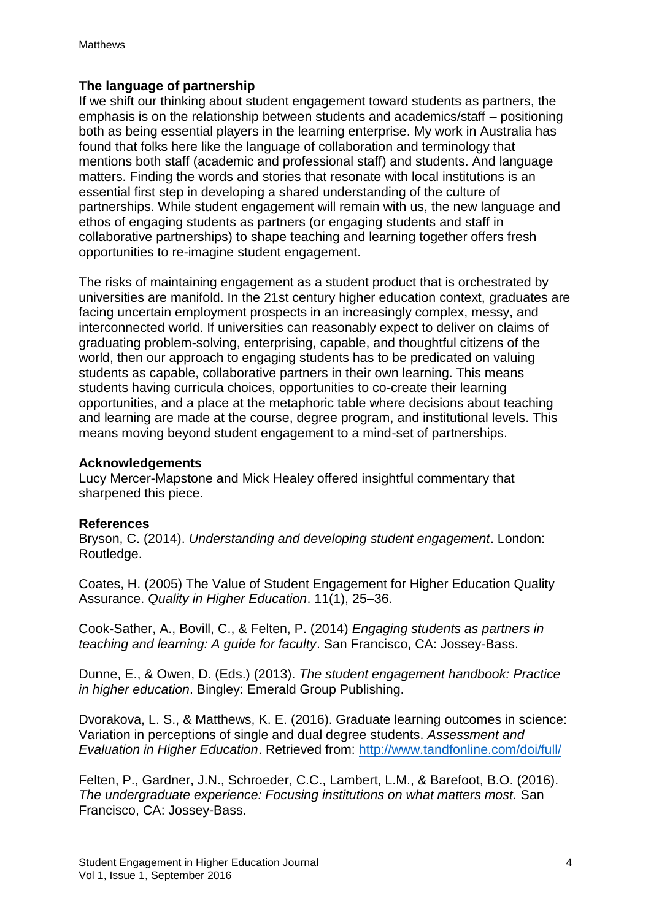## The language of partnership

If we shift our thinking about student engagement toward students as partners, the emphasis is on the relationship between students and academics/staff – positioning both as being essential players in the learning enterprise. My work in Australia has found that folks here like the language of collaboration and terminology that mentions both staff (academic and professional staff) and students. And language matters. Finding the words and stories that resonate with local institutions is an essential first step in developing a shared understanding of the culture of partnerships. While student engagement will remain with us, the new language and ethos of engaging students as partners (or engaging students and staff in collaborative partnerships) to shape teaching and learning together offers fresh opportunities to re-imagine student engagement.

The risks of maintaining engagement as a student product that is orchestrated by universities are manifold. In the 21st century higher education context, graduates are facing uncertain employment prospects in an increasingly complex, messy, and interconnected world. If universities can reasonably expect to deliver on claims of graduating problem-solving, enterprising, capable, and thoughtful citizens of the world, then our approach to engaging students has to be predicated on valuing students as capable, collaborative partners in their own learning. This means students having curricula choices, opportunities to co-create their learning opportunities, and a place at the metaphoric table where decisions about teaching and learning are made at the course, degree program, and institutional levels. This means moving beyond student engagement to a mind-set of partnerships.

## Acknowledgements

Lucy Mercer-Mapstone and Mick Healey offered insightful commentary that sharpened this piece.

## References

Bryson, C. (2014). *Understanding and developing student engagement*. London: Routledge.

Coates, H. (2005) The Value of Student Engagement for Higher Education Quality Assurance. *Quality in Higher Education*. 11(1), 25–36.

Cook-Sather, A., Bovill, C., & Felten, P. (2014) *Engaging students as partners in teaching and learning: A guide for faculty*. San Francisco, CA: Jossey-Bass.

Dunne, E., & Owen, D. (Eds.) (2013). *The student engagement handbook: Practice in higher education*. Bingley: Emerald Group Publishing.

Dvorakova, L. S., & Matthews, K. E. (2016). Graduate learning outcomes in science: Variation in perceptions of single and dual degree students. *Assessment and Evaluation in Higher Education*. Retrieved from: http://www.tandfonline.com/doi/full/

Felten, P., Gardner, J.N., Schroeder, C.C., Lambert, L.M., & Barefoot, B.O. (2016). *The undergraduate experience: Focusing institutions on what matters most.* San Francisco, CA: Jossey-Bass.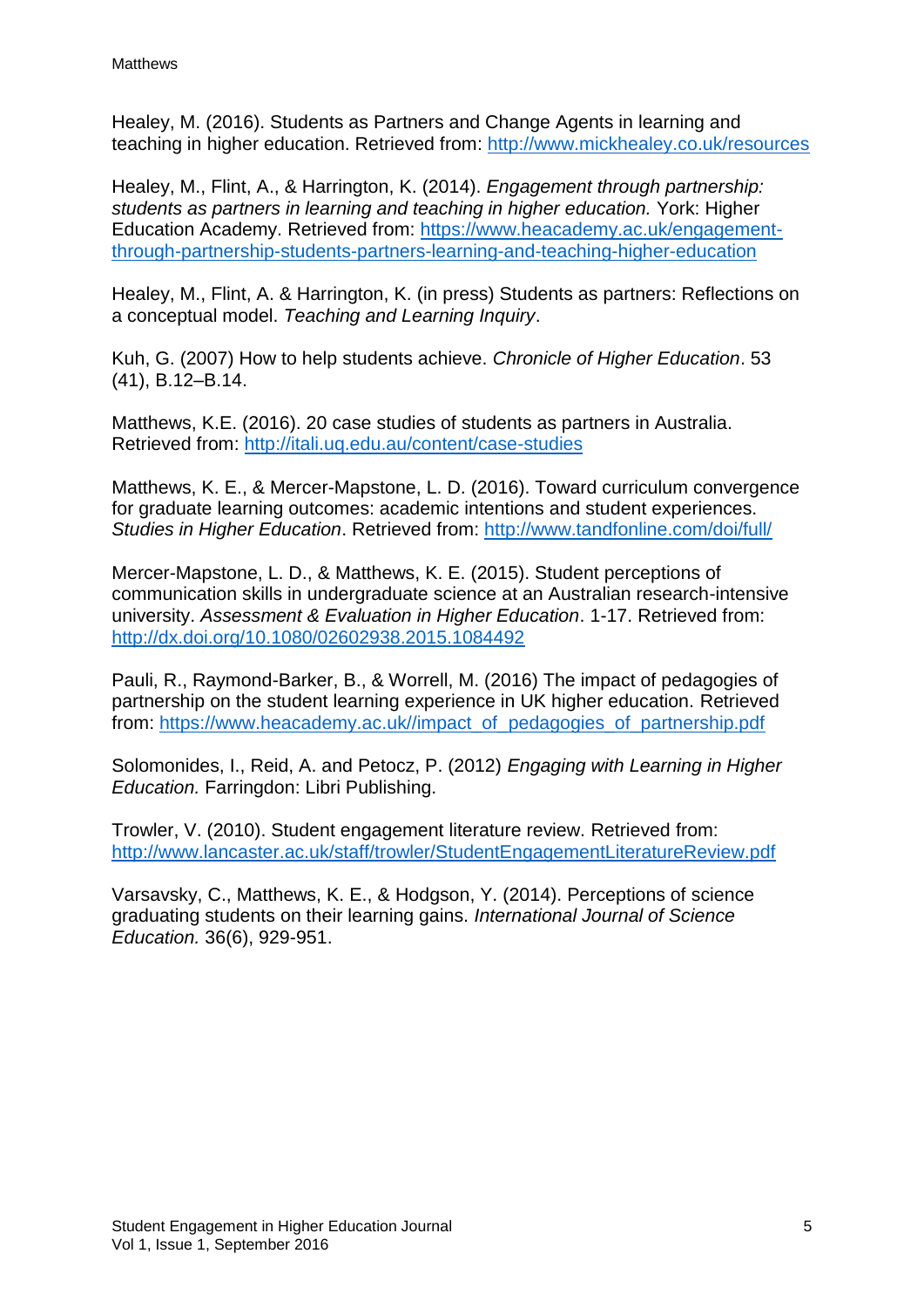Healey, M. (2016). Students as Partners and Change Agents in learning and teaching in higher education. Retrieved from: http://www.mickhealey.co.uk/resources

Healey, M., Flint, A., & Harrington, K. (2014). *Engagement through partnership: students as partners in learning and teaching in higher education.* York: Higher Education Academy. Retrieved from: https://www.heacademy.ac.uk/engagement-through-partnership-students-partners-learning-and-teaching-higher-education

Healey, M., Flint, A. & Harrington, K. (in press) Students as partners: Reflections on a conceptual model. *Teaching and Learning Inquiry*.

Kuh, G. (2007) How to help students achieve. *Chronicle of Higher Education*. 53 (41), B.12–B.14.

Matthews, K.E. (2016). 20 case studies of students as partners in Australia. Retrieved from: http://itali.uq.edu.au/content/case-studies

Matthews, K. E., & Mercer-Mapstone, L. D. (2016). Toward curriculum convergence for graduate learning outcomes: academic intentions and student experiences. *Studies in Higher Education*. Retrieved from: http://www.tandfonline.com/doi/full/

Mercer-Mapstone, L. D., & Matthews, K. E. (2015). Student perceptions of communication skills in undergraduate science at an Australian research-intensive university. *Assessment & Evaluation in Higher Education*. 1-17. Retrieved from: http://dx.doi.org/10.1080/02602938.2015.1084492

Pauli, R., Raymond-Barker, B., & Worrell, M. (2016) The impact of pedagogies of partnership on the student learning experience in UK higher education. Retrieved from: https://www.heacademy.ac.uk//impact_of_pedagogies_of_partnership.pdf

Solomonides, I., Reid, A. and Petocz, P. (2012) *Engaging with Learning in Higher Education.* Farringdon: Libri Publishing.

Trowler, V. (2010). Student engagement literature review. Retrieved from: http://www.lancaster.ac.uk/staff/trowler/StudentEngagementLiteratureReview.pdf

Varsavsky, C., Matthews, K. E., & Hodgson, Y. (2014). Perceptions of science graduating students on their learning gains. *International Journal of Science Education.* 36(6), 929-951.